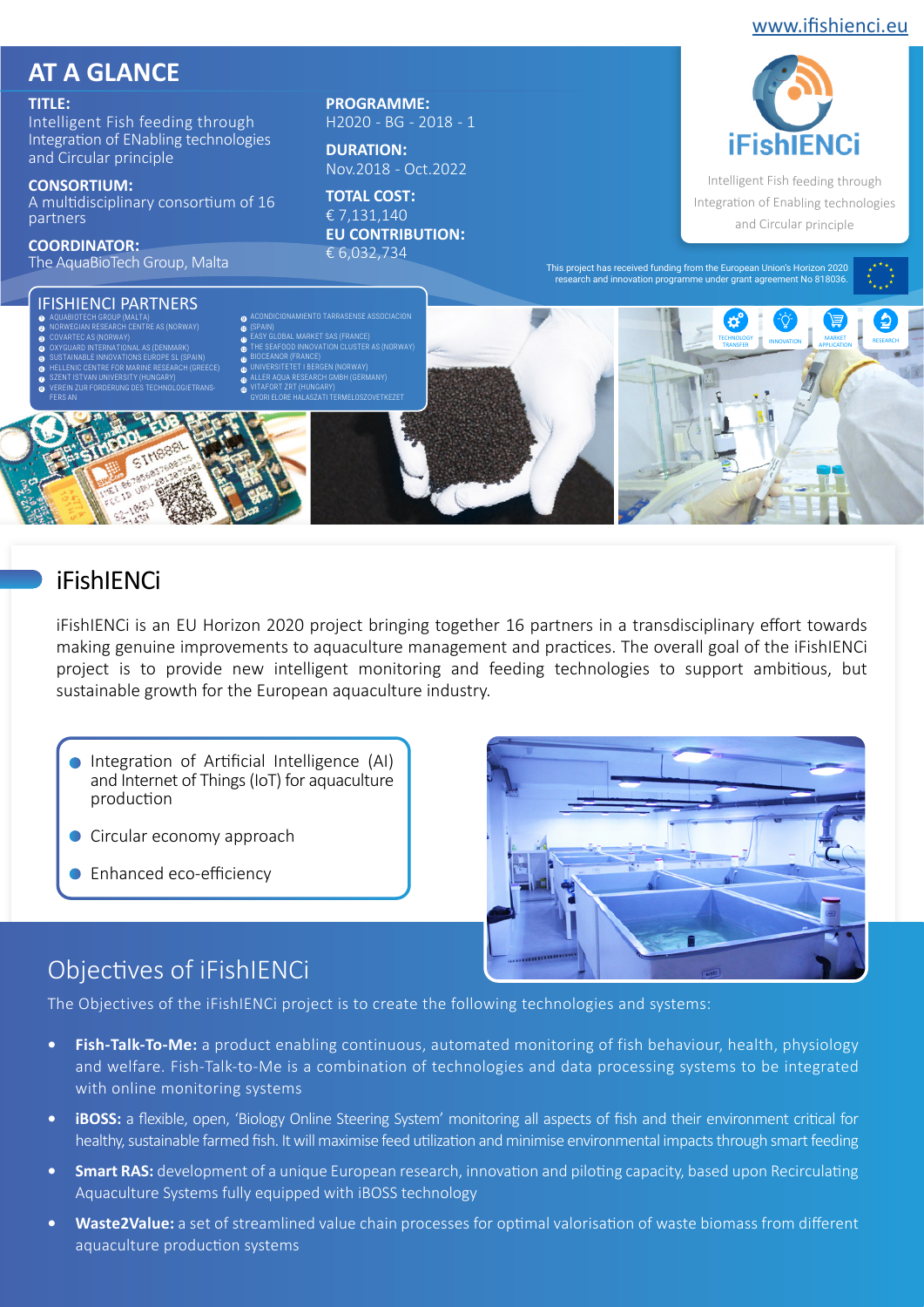www.ifishienci.eu

# AT A GLANCE

**TITLE:**
Intelligent Fish feeding through Integration of ENabling technologies and Circular principle

**CONSORTIUM:**
A multidisciplinary consortium of 16 partners

**COORDINATOR:**
The AquaBioTech Group, Malta

**PROGRAMME:**
H2020 - BG - 2018 - 1

**DURATION:**
Nov.2018 - Oct.2022

**TOTAL COST:**
€ 7,131,140

**EU CONTRIBUTION:**
€ 6,032,734

iFishIENCi

Intelligent Fish feeding through Integration of Enabling technologies and Circular principle

This project has received funding from the European Union's Horizon 2020 research and innovation programme under grant agreement No 818036.

## IFISHIENCI PARTNERS

1. AQUABIOTECH GROUP (MALTA)
2. NORWEGIAN RESEARCH CENTRE AS (NORWAY)
3. COVARTEC AS (NORWAY)
4. OXYGUARD INTERNATIONAL AS (DENMARK)
5. SUSTAINABLE INNOVATIONS EUROPE SL (SPAIN)
6. HELLENIC CENTRE FOR MARINE RESEARCH (GREECE)
7. SZENT ISTVAN UNIVERSITY (HUNGARY)
8. VEREIN ZUR FORDERUNG DES TECHNOLOGIETRANSFERS AN
9. ACONDICIONAMIENTO TARRASENSE ASSOCIACION (SPAIN)
10. EASY GLOBAL MARKET SAS (FRANCE)
11. THE SEAFOOD INNOVATION CLUSTER AS (NORWAY)
12. BIOCEANOR (FRANCE)
13. UNIVERSITETET I BERGEN (NORWAY)
14. ALLER AQUA RESEARCH GMBH (GERMANY)
15. VITAFORT ZRT (HUNGARY)
16. GYORI ELORE HALASZATI TERMELOSZOVETKEZET

TECHNOLOGY TRANSFER · INNOVATION · MARKET APPLICATION · RESEARCH

## iFishIENCi

iFishIENCi is an EU Horizon 2020 project bringing together 16 partners in a transdisciplinary effort towards making genuine improvements to aquaculture management and practices. The overall goal of the iFishIENCi project is to provide new intelligent monitoring and feeding technologies to support ambitious, but sustainable growth for the European aquaculture industry.

- Integration of Artificial Intelligence (AI) and Internet of Things (IoT) for aquaculture production
- Circular economy approach
- Enhanced eco-efficiency

## Objectives of iFishIENCi

The Objectives of the iFishIENCi project is to create the following technologies and systems:

- **Fish-Talk-To-Me:** a product enabling continuous, automated monitoring of fish behaviour, health, physiology and welfare. Fish-Talk-to-Me is a combination of technologies and data processing systems to be integrated with online monitoring systems
- **iBOSS:** a flexible, open, 'Biology Online Steering System' monitoring all aspects of fish and their environment critical for healthy, sustainable farmed fish. It will maximise feed utilization and minimise environmental impacts through smart feeding
- **Smart RAS:** development of a unique European research, innovation and piloting capacity, based upon Recirculating Aquaculture Systems fully equipped with iBOSS technology
- **Waste2Value:** a set of streamlined value chain processes for optimal valorisation of waste biomass from different aquaculture production systems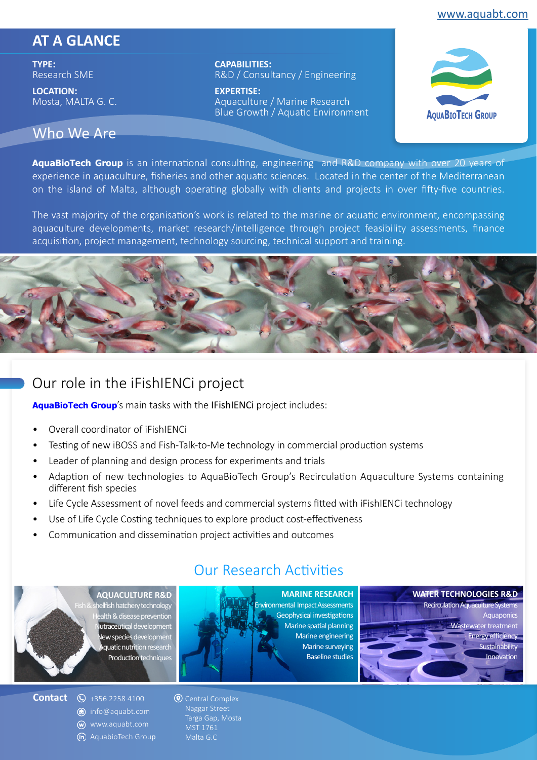www.aquabt.com

## AT A GLANCE

**TYPE:**
Research SME

**LOCATION:**
Mosta, MALTA G. C.

**CAPABILITIES:**
R&D / Consultancy / Engineering

**EXPERTISE:**
Aquaculture / Marine Research
Blue Growth / Aquatic Environment

AquaBioTech Group

## Who We Are

**AquaBioTech Group** is an international consulting, engineering and R&D company with over 20 years of experience in aquaculture, fisheries and other aquatic sciences. Located in the center of the Mediterranean on the island of Malta, although operating globally with clients and projects in over fifty-five countries.

The vast majority of the organisation's work is related to the marine or aquatic environment, encompassing aquaculture developments, market research/intelligence through project feasibility assessments, finance acquisition, project management, technology sourcing, technical support and training.

## Our role in the iFishIENCi project

**AquaBioTech Group**'s main tasks with the **IFishIENCi** project includes:

- Overall coordinator of iFishIENCi
- Testing of new iBOSS and Fish-Talk-to-Me technology in commercial production systems
- Leader of planning and design process for experiments and trials
- Adaption of new technologies to AquaBioTech Group's Recirculation Aquaculture Systems containing different fish species
- Life Cycle Assessment of novel feeds and commercial systems fitted with iFishIENCi technology
- Use of Life Cycle Costing techniques to explore product cost-effectiveness
- Communication and dissemination project activities and outcomes

## Our Research Activities

**AQUACULTURE R&D**
Fish & shellfish hatchery technology
Health & disease prevention
Nutraceutical development
New species development
Aquatic nutrition research
Production techniques

**MARINE RESEARCH**
Environmental Impact Assessments
Geophysical investigations
Marine spatial planning
Marine engineering
Marine surveying
Baseline studies

**WATER TECHNOLOGIES R&D**
Recirculation Aquaculture Systems
Aquaponics
Wastewater treatment
Energy efficiency
Sustainability
Innovation

**Contact**

+356 2258 4100
info@aquabt.com
www.aquabt.com
AquabioTech Group

Central Complex
Naggar Street
Targa Gap, Mosta
MST 1761
Malta G.C